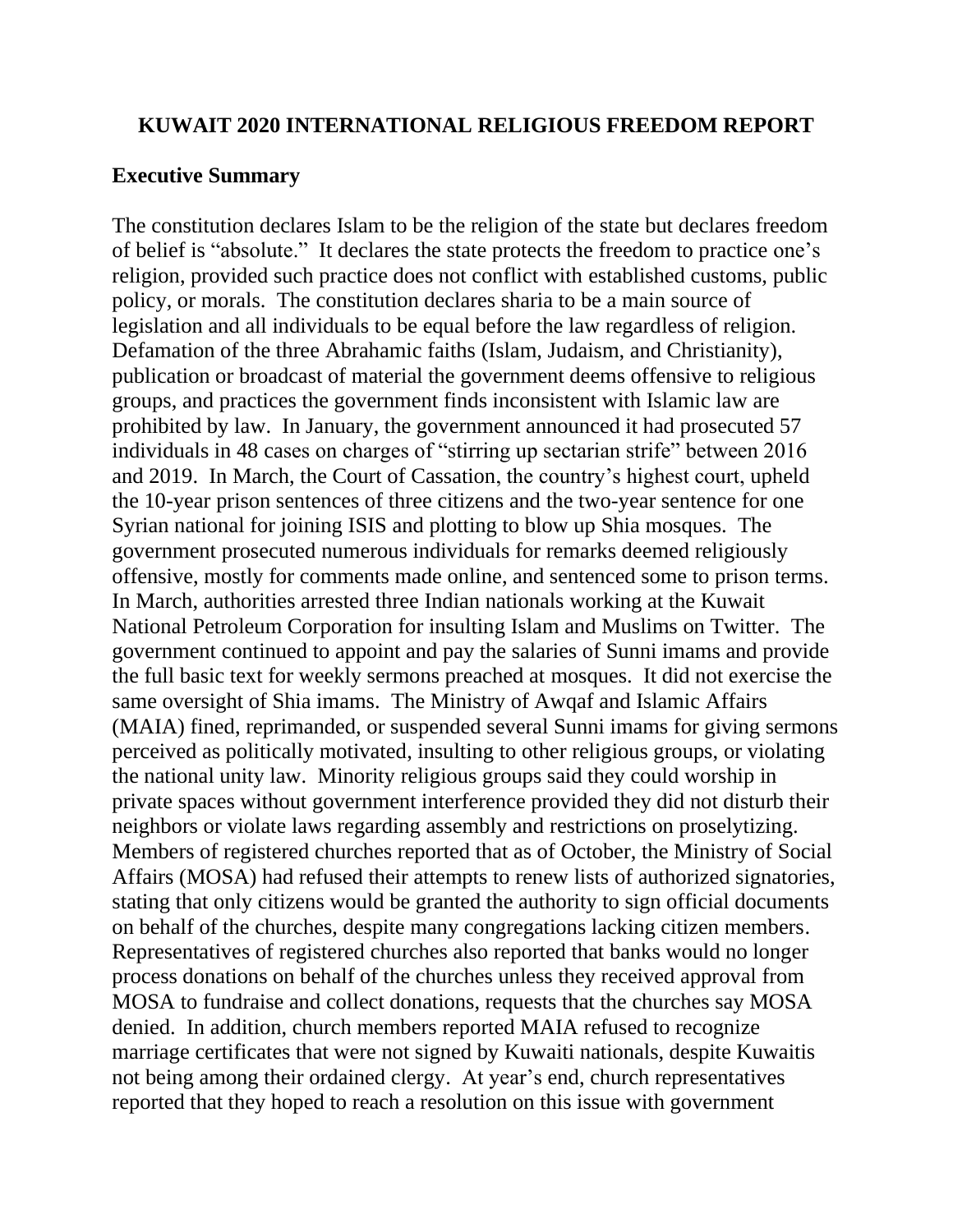# KUWAIT 2020 INTERNATIONAL RELIGIOUS FREEDOM REPORT

## Executive Summary

The constitution declares Islam to be the religion of the state but declares freedom of belief is "absolute." It declares the state protects the freedom to practice one's religion, provided such practice does not conflict with established customs, public policy, or morals. The constitution declares sharia to be a main source of legislation and all individuals to be equal before the law regardless of religion. Defamation of the three Abrahamic faiths (Islam, Judaism, and Christianity), publication or broadcast of material the government deems offensive to religious groups, and practices the government finds inconsistent with Islamic law are prohibited by law. In January, the government announced it had prosecuted 57 individuals in 48 cases on charges of "stirring up sectarian strife" between 2016 and 2019. In March, the Court of Cassation, the country's highest court, upheld the 10-year prison sentences of three citizens and the two-year sentence for one Syrian national for joining ISIS and plotting to blow up Shia mosques. The government prosecuted numerous individuals for remarks deemed religiously offensive, mostly for comments made online, and sentenced some to prison terms. In March, authorities arrested three Indian nationals working at the Kuwait National Petroleum Corporation for insulting Islam and Muslims on Twitter. The government continued to appoint and pay the salaries of Sunni imams and provide the full basic text for weekly sermons preached at mosques. It did not exercise the same oversight of Shia imams. The Ministry of Awqaf and Islamic Affairs (MAIA) fined, reprimanded, or suspended several Sunni imams for giving sermons perceived as politically motivated, insulting to other religious groups, or violating the national unity law. Minority religious groups said they could worship in private spaces without government interference provided they did not disturb their neighbors or violate laws regarding assembly and restrictions on proselytizing. Members of registered churches reported that as of October, the Ministry of Social Affairs (MOSA) had refused their attempts to renew lists of authorized signatories, stating that only citizens would be granted the authority to sign official documents on behalf of the churches, despite many congregations lacking citizen members. Representatives of registered churches also reported that banks would no longer process donations on behalf of the churches unless they received approval from MOSA to fundraise and collect donations, requests that the churches say MOSA denied. In addition, church members reported MAIA refused to recognize marriage certificates that were not signed by Kuwaiti nationals, despite Kuwaitis not being among their ordained clergy. At year's end, church representatives reported that they hoped to reach a resolution on this issue with government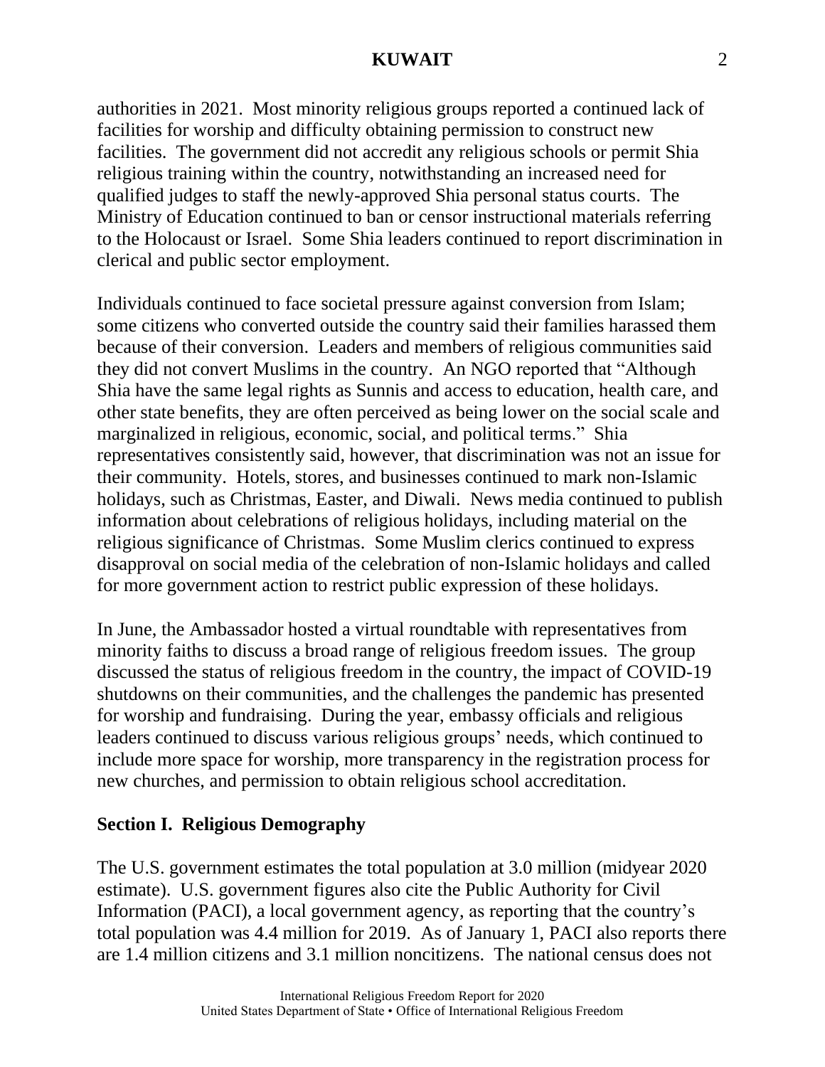authorities in 2021. Most minority religious groups reported a continued lack of facilities for worship and difficulty obtaining permission to construct new facilities. The government did not accredit any religious schools or permit Shia religious training within the country, notwithstanding an increased need for qualified judges to staff the newly-approved Shia personal status courts. The Ministry of Education continued to ban or censor instructional materials referring to the Holocaust or Israel. Some Shia leaders continued to report discrimination in clerical and public sector employment.

Individuals continued to face societal pressure against conversion from Islam; some citizens who converted outside the country said their families harassed them because of their conversion. Leaders and members of religious communities said they did not convert Muslims in the country. An NGO reported that "Although Shia have the same legal rights as Sunnis and access to education, health care, and other state benefits, they are often perceived as being lower on the social scale and marginalized in religious, economic, social, and political terms." Shia representatives consistently said, however, that discrimination was not an issue for their community. Hotels, stores, and businesses continued to mark non-Islamic holidays, such as Christmas, Easter, and Diwali. News media continued to publish information about celebrations of religious holidays, including material on the religious significance of Christmas. Some Muslim clerics continued to express disapproval on social media of the celebration of non-Islamic holidays and called for more government action to restrict public expression of these holidays.

In June, the Ambassador hosted a virtual roundtable with representatives from minority faiths to discuss a broad range of religious freedom issues. The group discussed the status of religious freedom in the country, the impact of COVID-19 shutdowns on their communities, and the challenges the pandemic has presented for worship and fundraising. During the year, embassy officials and religious leaders continued to discuss various religious groups' needs, which continued to include more space for worship, more transparency in the registration process for new churches, and permission to obtain religious school accreditation.

## Section I. Religious Demography

The U.S. government estimates the total population at 3.0 million (midyear 2020 estimate). U.S. government figures also cite the Public Authority for Civil Information (PACI), a local government agency, as reporting that the country's total population was 4.4 million for 2019. As of January 1, PACI also reports there are 1.4 million citizens and 3.1 million noncitizens. The national census does not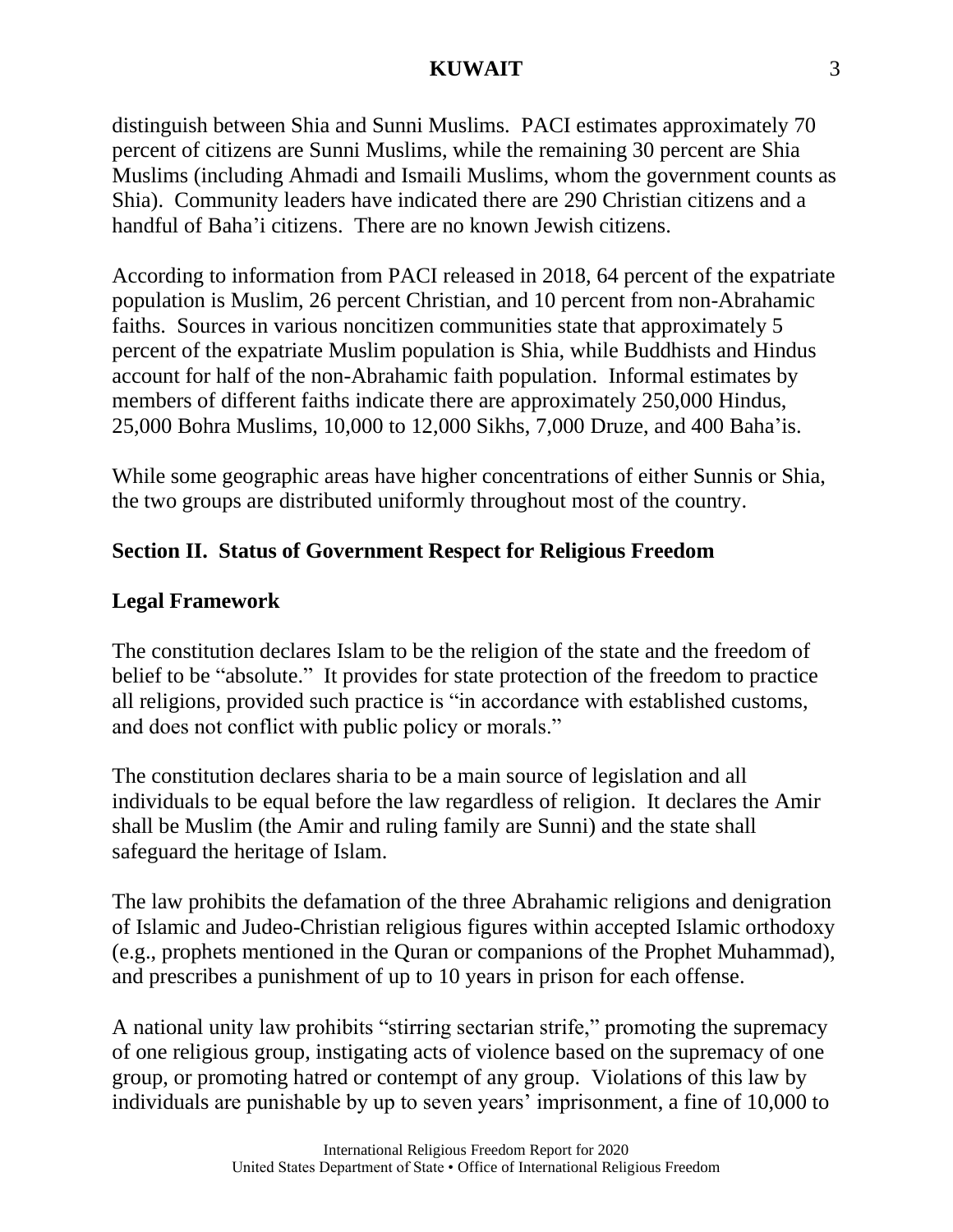distinguish between Shia and Sunni Muslims. PACI estimates approximately 70 percent of citizens are Sunni Muslims, while the remaining 30 percent are Shia Muslims (including Ahmadi and Ismaili Muslims, whom the government counts as Shia). Community leaders have indicated there are 290 Christian citizens and a handful of Baha'i citizens. There are no known Jewish citizens.

According to information from PACI released in 2018, 64 percent of the expatriate population is Muslim, 26 percent Christian, and 10 percent from non-Abrahamic faiths. Sources in various noncitizen communities state that approximately 5 percent of the expatriate Muslim population is Shia, while Buddhists and Hindus account for half of the non-Abrahamic faith population. Informal estimates by members of different faiths indicate there are approximately 250,000 Hindus, 25,000 Bohra Muslims, 10,000 to 12,000 Sikhs, 7,000 Druze, and 400 Baha'is.

While some geographic areas have higher concentrations of either Sunnis or Shia, the two groups are distributed uniformly throughout most of the country.

## Section II. Status of Government Respect for Religious Freedom

### Legal Framework

The constitution declares Islam to be the religion of the state and the freedom of belief to be "absolute." It provides for state protection of the freedom to practice all religions, provided such practice is "in accordance with established customs, and does not conflict with public policy or morals."

The constitution declares sharia to be a main source of legislation and all individuals to be equal before the law regardless of religion. It declares the Amir shall be Muslim (the Amir and ruling family are Sunni) and the state shall safeguard the heritage of Islam.

The law prohibits the defamation of the three Abrahamic religions and denigration of Islamic and Judeo-Christian religious figures within accepted Islamic orthodoxy (e.g., prophets mentioned in the Quran or companions of the Prophet Muhammad), and prescribes a punishment of up to 10 years in prison for each offense.

A national unity law prohibits "stirring sectarian strife," promoting the supremacy of one religious group, instigating acts of violence based on the supremacy of one group, or promoting hatred or contempt of any group. Violations of this law by individuals are punishable by up to seven years' imprisonment, a fine of 10,000 to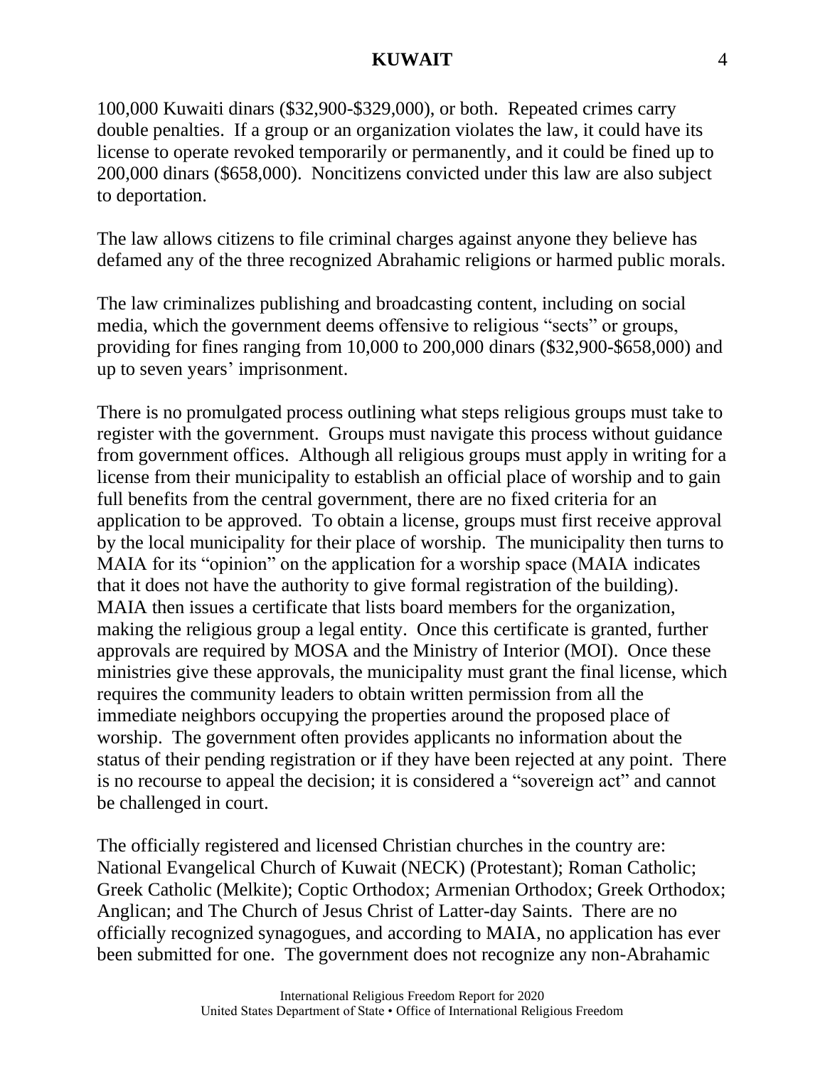100,000 Kuwaiti dinars ($32,900-$329,000), or both. Repeated crimes carry double penalties. If a group or an organization violates the law, it could have its license to operate revoked temporarily or permanently, and it could be fined up to 200,000 dinars ($658,000). Noncitizens convicted under this law are also subject to deportation.

The law allows citizens to file criminal charges against anyone they believe has defamed any of the three recognized Abrahamic religions or harmed public morals.

The law criminalizes publishing and broadcasting content, including on social media, which the government deems offensive to religious "sects" or groups, providing for fines ranging from 10,000 to 200,000 dinars ($32,900-$658,000) and up to seven years' imprisonment.

There is no promulgated process outlining what steps religious groups must take to register with the government. Groups must navigate this process without guidance from government offices. Although all religious groups must apply in writing for a license from their municipality to establish an official place of worship and to gain full benefits from the central government, there are no fixed criteria for an application to be approved. To obtain a license, groups must first receive approval by the local municipality for their place of worship. The municipality then turns to MAIA for its "opinion" on the application for a worship space (MAIA indicates that it does not have the authority to give formal registration of the building). MAIA then issues a certificate that lists board members for the organization, making the religious group a legal entity. Once this certificate is granted, further approvals are required by MOSA and the Ministry of Interior (MOI). Once these ministries give these approvals, the municipality must grant the final license, which requires the community leaders to obtain written permission from all the immediate neighbors occupying the properties around the proposed place of worship. The government often provides applicants no information about the status of their pending registration or if they have been rejected at any point. There is no recourse to appeal the decision; it is considered a "sovereign act" and cannot be challenged in court.

The officially registered and licensed Christian churches in the country are: National Evangelical Church of Kuwait (NECK) (Protestant); Roman Catholic; Greek Catholic (Melkite); Coptic Orthodox; Armenian Orthodox; Greek Orthodox; Anglican; and The Church of Jesus Christ of Latter-day Saints. There are no officially recognized synagogues, and according to MAIA, no application has ever been submitted for one. The government does not recognize any non-Abrahamic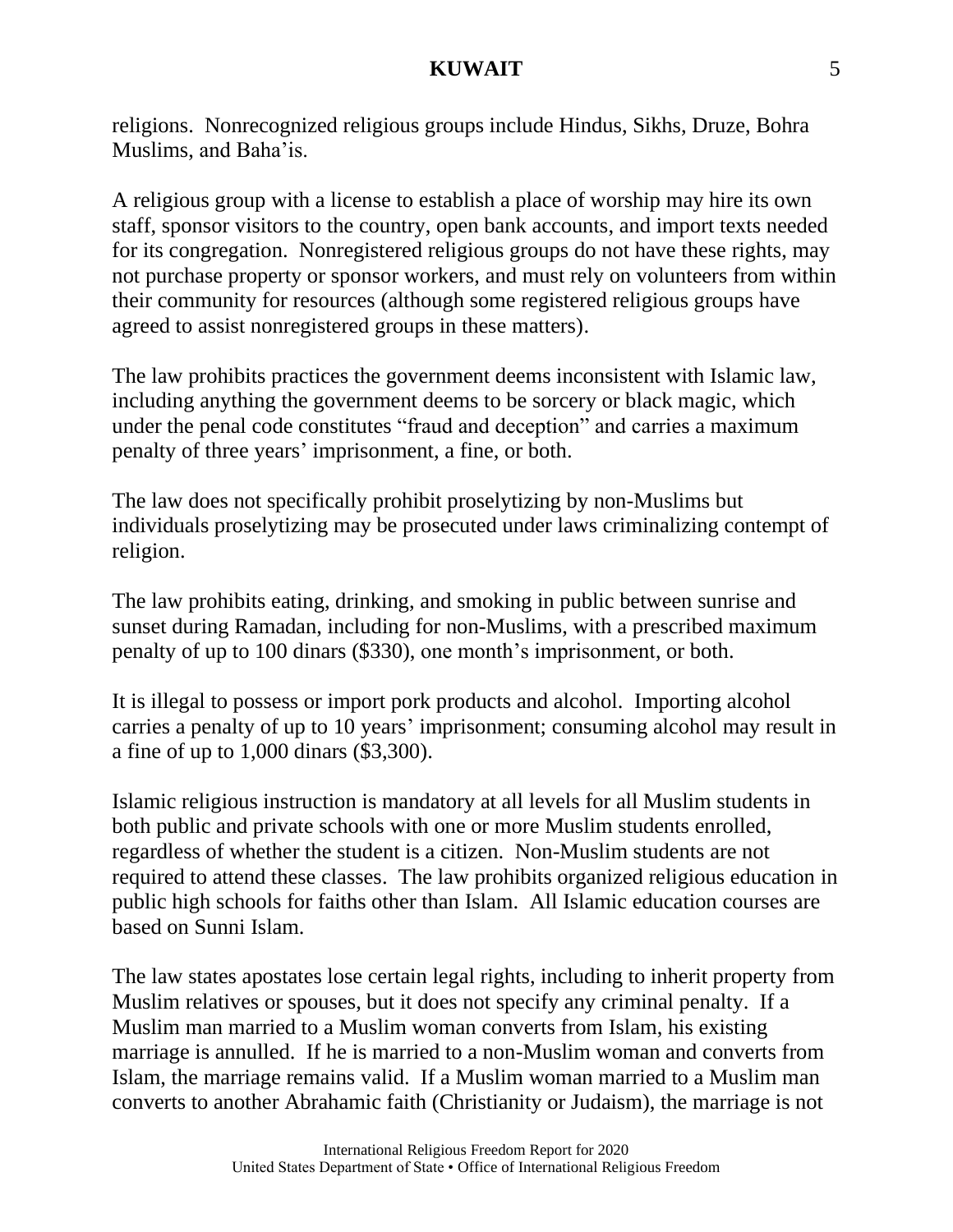religions. Nonrecognized religious groups include Hindus, Sikhs, Druze, Bohra Muslims, and Baha'is.

A religious group with a license to establish a place of worship may hire its own staff, sponsor visitors to the country, open bank accounts, and import texts needed for its congregation. Nonregistered religious groups do not have these rights, may not purchase property or sponsor workers, and must rely on volunteers from within their community for resources (although some registered religious groups have agreed to assist nonregistered groups in these matters).

The law prohibits practices the government deems inconsistent with Islamic law, including anything the government deems to be sorcery or black magic, which under the penal code constitutes "fraud and deception" and carries a maximum penalty of three years' imprisonment, a fine, or both.

The law does not specifically prohibit proselytizing by non-Muslims but individuals proselytizing may be prosecuted under laws criminalizing contempt of religion.

The law prohibits eating, drinking, and smoking in public between sunrise and sunset during Ramadan, including for non-Muslims, with a prescribed maximum penalty of up to 100 dinars ($330), one month's imprisonment, or both.

It is illegal to possess or import pork products and alcohol. Importing alcohol carries a penalty of up to 10 years' imprisonment; consuming alcohol may result in a fine of up to 1,000 dinars ($3,300).

Islamic religious instruction is mandatory at all levels for all Muslim students in both public and private schools with one or more Muslim students enrolled, regardless of whether the student is a citizen. Non-Muslim students are not required to attend these classes. The law prohibits organized religious education in public high schools for faiths other than Islam. All Islamic education courses are based on Sunni Islam.

The law states apostates lose certain legal rights, including to inherit property from Muslim relatives or spouses, but it does not specify any criminal penalty. If a Muslim man married to a Muslim woman converts from Islam, his existing marriage is annulled. If he is married to a non-Muslim woman and converts from Islam, the marriage remains valid. If a Muslim woman married to a Muslim man converts to another Abrahamic faith (Christianity or Judaism), the marriage is not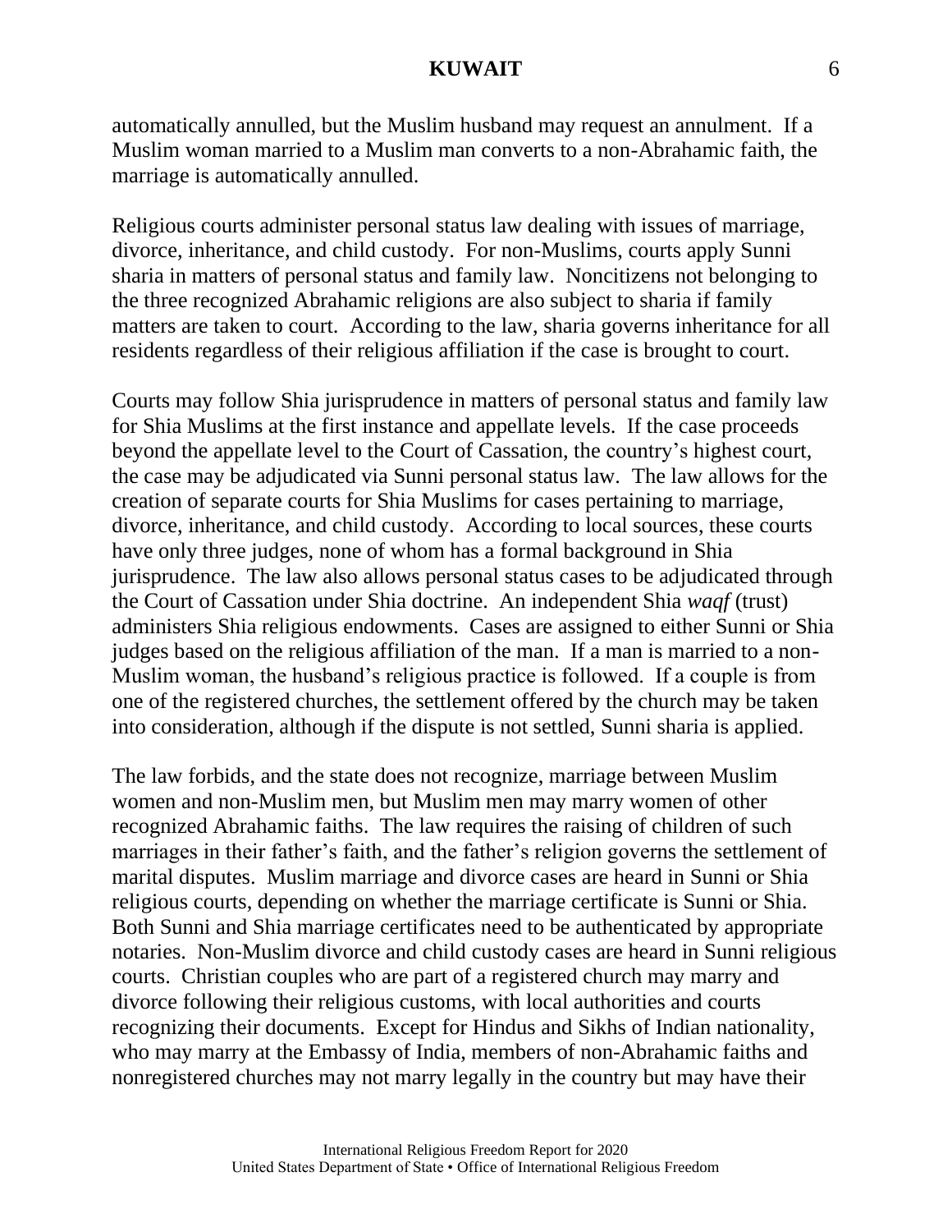automatically annulled, but the Muslim husband may request an annulment. If a Muslim woman married to a Muslim man converts to a non-Abrahamic faith, the marriage is automatically annulled.

Religious courts administer personal status law dealing with issues of marriage, divorce, inheritance, and child custody. For non-Muslims, courts apply Sunni sharia in matters of personal status and family law. Noncitizens not belonging to the three recognized Abrahamic religions are also subject to sharia if family matters are taken to court. According to the law, sharia governs inheritance for all residents regardless of their religious affiliation if the case is brought to court.

Courts may follow Shia jurisprudence in matters of personal status and family law for Shia Muslims at the first instance and appellate levels. If the case proceeds beyond the appellate level to the Court of Cassation, the country's highest court, the case may be adjudicated via Sunni personal status law. The law allows for the creation of separate courts for Shia Muslims for cases pertaining to marriage, divorce, inheritance, and child custody. According to local sources, these courts have only three judges, none of whom has a formal background in Shia jurisprudence. The law also allows personal status cases to be adjudicated through the Court of Cassation under Shia doctrine. An independent Shia *waqf* (trust) administers Shia religious endowments. Cases are assigned to either Sunni or Shia judges based on the religious affiliation of the man. If a man is married to a non-Muslim woman, the husband's religious practice is followed. If a couple is from one of the registered churches, the settlement offered by the church may be taken into consideration, although if the dispute is not settled, Sunni sharia is applied.

The law forbids, and the state does not recognize, marriage between Muslim women and non-Muslim men, but Muslim men may marry women of other recognized Abrahamic faiths. The law requires the raising of children of such marriages in their father's faith, and the father's religion governs the settlement of marital disputes. Muslim marriage and divorce cases are heard in Sunni or Shia religious courts, depending on whether the marriage certificate is Sunni or Shia. Both Sunni and Shia marriage certificates need to be authenticated by appropriate notaries. Non-Muslim divorce and child custody cases are heard in Sunni religious courts. Christian couples who are part of a registered church may marry and divorce following their religious customs, with local authorities and courts recognizing their documents. Except for Hindus and Sikhs of Indian nationality, who may marry at the Embassy of India, members of non-Abrahamic faiths and nonregistered churches may not marry legally in the country but may have their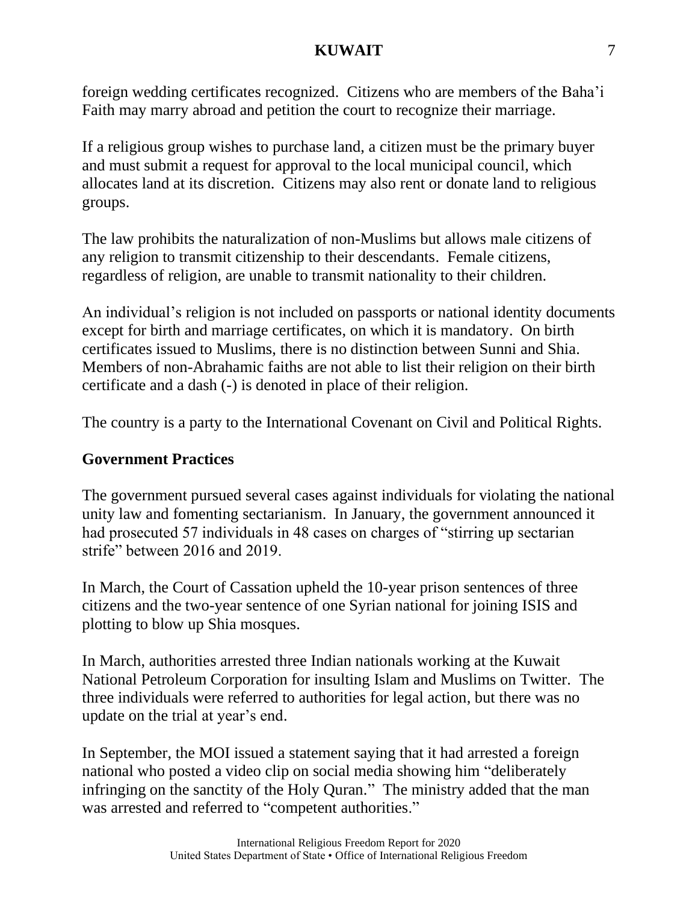foreign wedding certificates recognized. Citizens who are members of the Baha'i Faith may marry abroad and petition the court to recognize their marriage.

If a religious group wishes to purchase land, a citizen must be the primary buyer and must submit a request for approval to the local municipal council, which allocates land at its discretion. Citizens may also rent or donate land to religious groups.

The law prohibits the naturalization of non-Muslims but allows male citizens of any religion to transmit citizenship to their descendants. Female citizens, regardless of religion, are unable to transmit nationality to their children.

An individual's religion is not included on passports or national identity documents except for birth and marriage certificates, on which it is mandatory. On birth certificates issued to Muslims, there is no distinction between Sunni and Shia. Members of non-Abrahamic faiths are not able to list their religion on their birth certificate and a dash (-) is denoted in place of their religion.

The country is a party to the International Covenant on Civil and Political Rights.

## Government Practices

The government pursued several cases against individuals for violating the national unity law and fomenting sectarianism. In January, the government announced it had prosecuted 57 individuals in 48 cases on charges of "stirring up sectarian strife" between 2016 and 2019.

In March, the Court of Cassation upheld the 10-year prison sentences of three citizens and the two-year sentence of one Syrian national for joining ISIS and plotting to blow up Shia mosques.

In March, authorities arrested three Indian nationals working at the Kuwait National Petroleum Corporation for insulting Islam and Muslims on Twitter. The three individuals were referred to authorities for legal action, but there was no update on the trial at year's end.

In September, the MOI issued a statement saying that it had arrested a foreign national who posted a video clip on social media showing him "deliberately infringing on the sanctity of the Holy Quran." The ministry added that the man was arrested and referred to "competent authorities."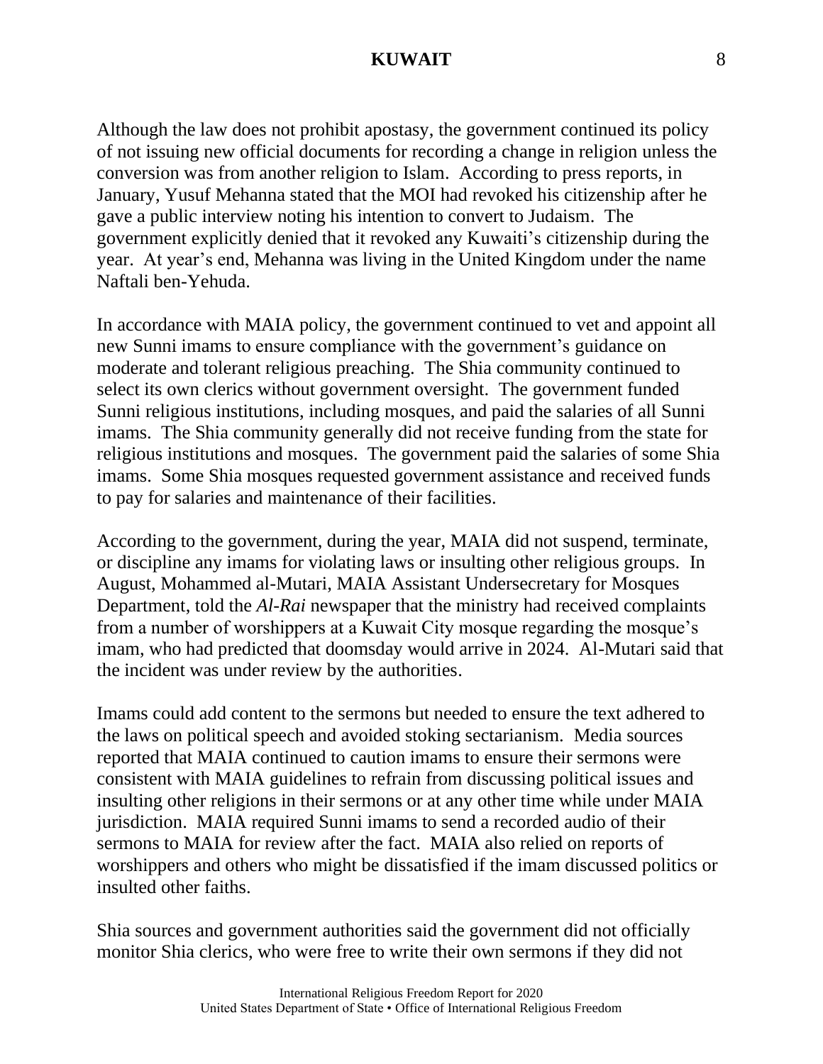Although the law does not prohibit apostasy, the government continued its policy of not issuing new official documents for recording a change in religion unless the conversion was from another religion to Islam. According to press reports, in January, Yusuf Mehanna stated that the MOI had revoked his citizenship after he gave a public interview noting his intention to convert to Judaism. The government explicitly denied that it revoked any Kuwaiti's citizenship during the year. At year's end, Mehanna was living in the United Kingdom under the name Naftali ben-Yehuda.

In accordance with MAIA policy, the government continued to vet and appoint all new Sunni imams to ensure compliance with the government's guidance on moderate and tolerant religious preaching. The Shia community continued to select its own clerics without government oversight. The government funded Sunni religious institutions, including mosques, and paid the salaries of all Sunni imams. The Shia community generally did not receive funding from the state for religious institutions and mosques. The government paid the salaries of some Shia imams. Some Shia mosques requested government assistance and received funds to pay for salaries and maintenance of their facilities.

According to the government, during the year, MAIA did not suspend, terminate, or discipline any imams for violating laws or insulting other religious groups. In August, Mohammed al-Mutari, MAIA Assistant Undersecretary for Mosques Department, told the *Al-Rai* newspaper that the ministry had received complaints from a number of worshippers at a Kuwait City mosque regarding the mosque's imam, who had predicted that doomsday would arrive in 2024. Al-Mutari said that the incident was under review by the authorities.

Imams could add content to the sermons but needed to ensure the text adhered to the laws on political speech and avoided stoking sectarianism. Media sources reported that MAIA continued to caution imams to ensure their sermons were consistent with MAIA guidelines to refrain from discussing political issues and insulting other religions in their sermons or at any other time while under MAIA jurisdiction. MAIA required Sunni imams to send a recorded audio of their sermons to MAIA for review after the fact. MAIA also relied on reports of worshippers and others who might be dissatisfied if the imam discussed politics or insulted other faiths.

Shia sources and government authorities said the government did not officially monitor Shia clerics, who were free to write their own sermons if they did not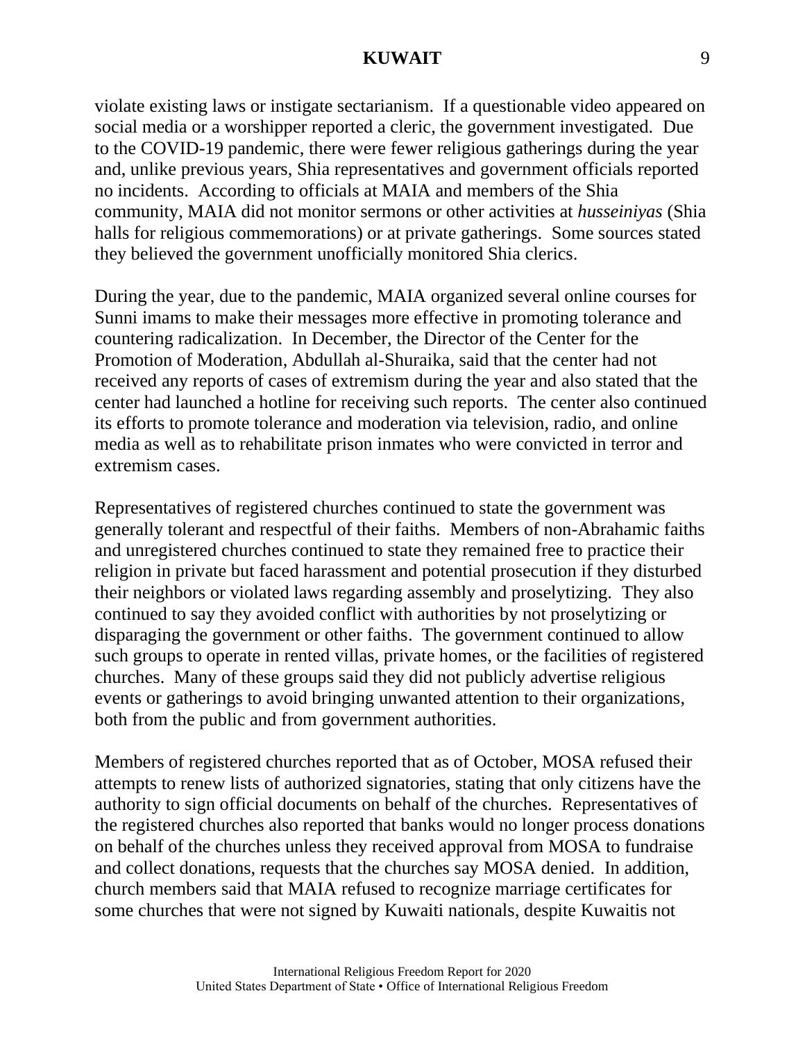violate existing laws or instigate sectarianism. If a questionable video appeared on social media or a worshipper reported a cleric, the government investigated. Due to the COVID-19 pandemic, there were fewer religious gatherings during the year and, unlike previous years, Shia representatives and government officials reported no incidents. According to officials at MAIA and members of the Shia community, MAIA did not monitor sermons or other activities at *husseiniyas* (Shia halls for religious commemorations) or at private gatherings. Some sources stated they believed the government unofficially monitored Shia clerics.

During the year, due to the pandemic, MAIA organized several online courses for Sunni imams to make their messages more effective in promoting tolerance and countering radicalization. In December, the Director of the Center for the Promotion of Moderation, Abdullah al-Shuraika, said that the center had not received any reports of cases of extremism during the year and also stated that the center had launched a hotline for receiving such reports. The center also continued its efforts to promote tolerance and moderation via television, radio, and online media as well as to rehabilitate prison inmates who were convicted in terror and extremism cases.

Representatives of registered churches continued to state the government was generally tolerant and respectful of their faiths. Members of non-Abrahamic faiths and unregistered churches continued to state they remained free to practice their religion in private but faced harassment and potential prosecution if they disturbed their neighbors or violated laws regarding assembly and proselytizing. They also continued to say they avoided conflict with authorities by not proselytizing or disparaging the government or other faiths. The government continued to allow such groups to operate in rented villas, private homes, or the facilities of registered churches. Many of these groups said they did not publicly advertise religious events or gatherings to avoid bringing unwanted attention to their organizations, both from the public and from government authorities.

Members of registered churches reported that as of October, MOSA refused their attempts to renew lists of authorized signatories, stating that only citizens have the authority to sign official documents on behalf of the churches. Representatives of the registered churches also reported that banks would no longer process donations on behalf of the churches unless they received approval from MOSA to fundraise and collect donations, requests that the churches say MOSA denied. In addition, church members said that MAIA refused to recognize marriage certificates for some churches that were not signed by Kuwaiti nationals, despite Kuwaitis not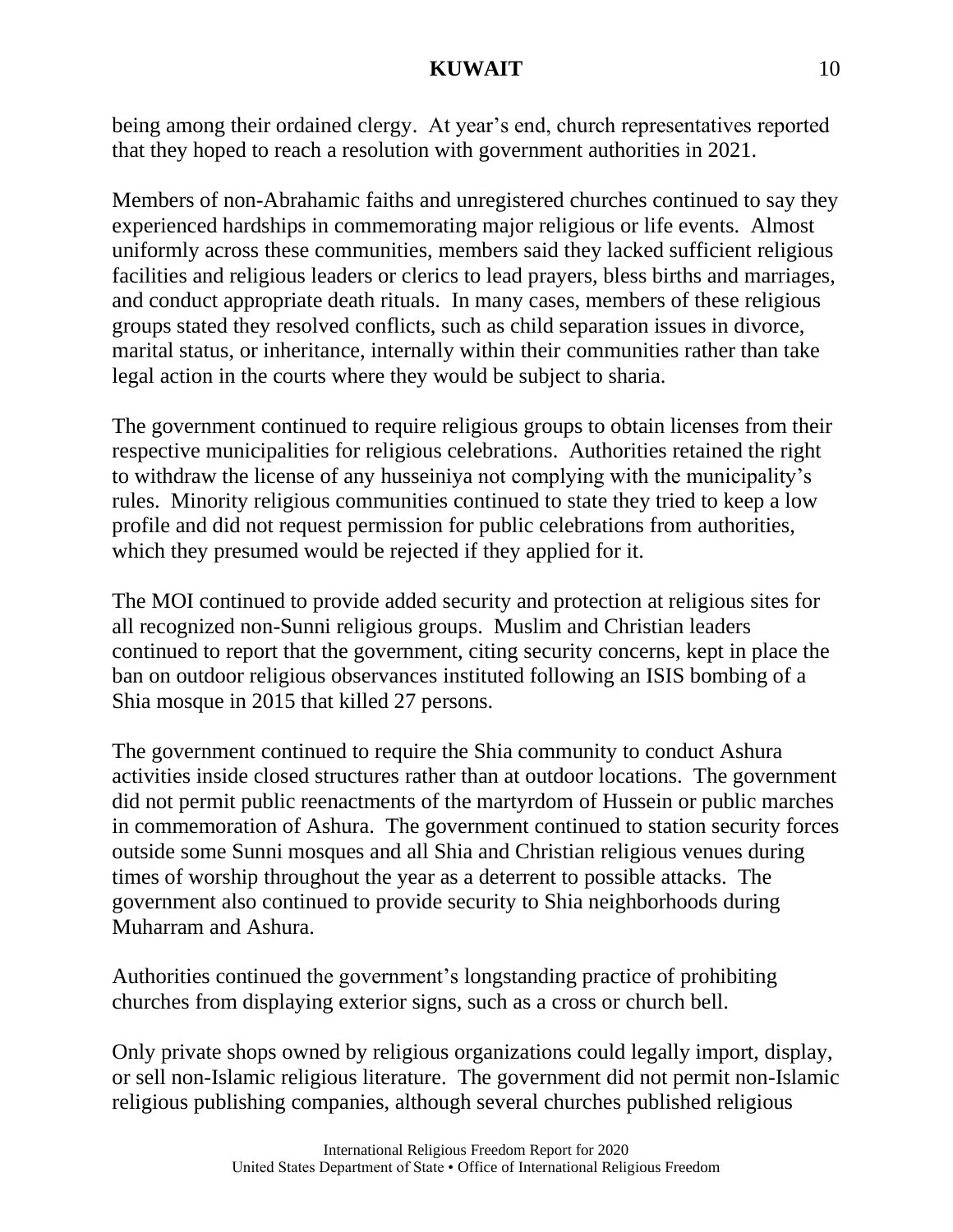being among their ordained clergy. At year's end, church representatives reported that they hoped to reach a resolution with government authorities in 2021.

Members of non-Abrahamic faiths and unregistered churches continued to say they experienced hardships in commemorating major religious or life events. Almost uniformly across these communities, members said they lacked sufficient religious facilities and religious leaders or clerics to lead prayers, bless births and marriages, and conduct appropriate death rituals. In many cases, members of these religious groups stated they resolved conflicts, such as child separation issues in divorce, marital status, or inheritance, internally within their communities rather than take legal action in the courts where they would be subject to sharia.

The government continued to require religious groups to obtain licenses from their respective municipalities for religious celebrations. Authorities retained the right to withdraw the license of any husseiniya not complying with the municipality's rules. Minority religious communities continued to state they tried to keep a low profile and did not request permission for public celebrations from authorities, which they presumed would be rejected if they applied for it.

The MOI continued to provide added security and protection at religious sites for all recognized non-Sunni religious groups. Muslim and Christian leaders continued to report that the government, citing security concerns, kept in place the ban on outdoor religious observances instituted following an ISIS bombing of a Shia mosque in 2015 that killed 27 persons.

The government continued to require the Shia community to conduct Ashura activities inside closed structures rather than at outdoor locations. The government did not permit public reenactments of the martyrdom of Hussein or public marches in commemoration of Ashura. The government continued to station security forces outside some Sunni mosques and all Shia and Christian religious venues during times of worship throughout the year as a deterrent to possible attacks. The government also continued to provide security to Shia neighborhoods during Muharram and Ashura.

Authorities continued the government's longstanding practice of prohibiting churches from displaying exterior signs, such as a cross or church bell.

Only private shops owned by religious organizations could legally import, display, or sell non-Islamic religious literature. The government did not permit non-Islamic religious publishing companies, although several churches published religious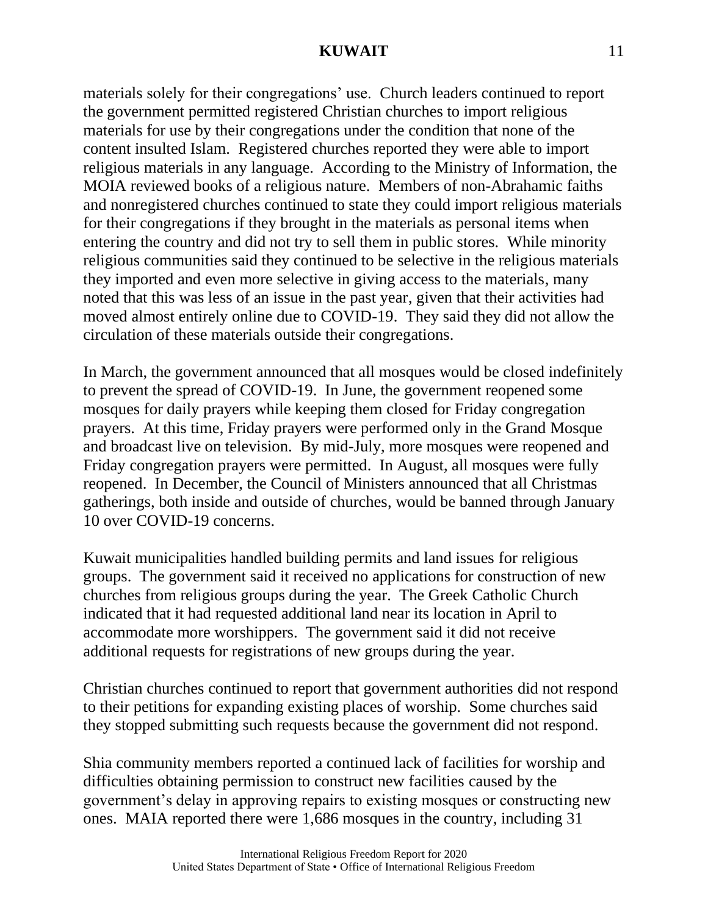materials solely for their congregations' use. Church leaders continued to report the government permitted registered Christian churches to import religious materials for use by their congregations under the condition that none of the content insulted Islam. Registered churches reported they were able to import religious materials in any language. According to the Ministry of Information, the MOIA reviewed books of a religious nature. Members of non-Abrahamic faiths and nonregistered churches continued to state they could import religious materials for their congregations if they brought in the materials as personal items when entering the country and did not try to sell them in public stores. While minority religious communities said they continued to be selective in the religious materials they imported and even more selective in giving access to the materials, many noted that this was less of an issue in the past year, given that their activities had moved almost entirely online due to COVID-19. They said they did not allow the circulation of these materials outside their congregations.

In March, the government announced that all mosques would be closed indefinitely to prevent the spread of COVID-19. In June, the government reopened some mosques for daily prayers while keeping them closed for Friday congregation prayers. At this time, Friday prayers were performed only in the Grand Mosque and broadcast live on television. By mid-July, more mosques were reopened and Friday congregation prayers were permitted. In August, all mosques were fully reopened. In December, the Council of Ministers announced that all Christmas gatherings, both inside and outside of churches, would be banned through January 10 over COVID-19 concerns.

Kuwait municipalities handled building permits and land issues for religious groups. The government said it received no applications for construction of new churches from religious groups during the year. The Greek Catholic Church indicated that it had requested additional land near its location in April to accommodate more worshippers. The government said it did not receive additional requests for registrations of new groups during the year.

Christian churches continued to report that government authorities did not respond to their petitions for expanding existing places of worship. Some churches said they stopped submitting such requests because the government did not respond.

Shia community members reported a continued lack of facilities for worship and difficulties obtaining permission to construct new facilities caused by the government's delay in approving repairs to existing mosques or constructing new ones. MAIA reported there were 1,686 mosques in the country, including 31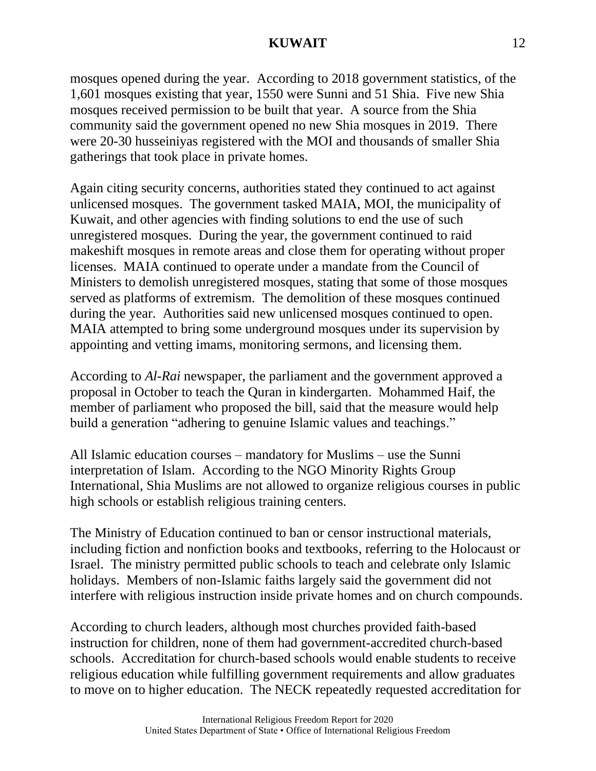mosques opened during the year. According to 2018 government statistics, of the 1,601 mosques existing that year, 1550 were Sunni and 51 Shia. Five new Shia mosques received permission to be built that year. A source from the Shia community said the government opened no new Shia mosques in 2019. There were 20-30 husseiniyas registered with the MOI and thousands of smaller Shia gatherings that took place in private homes.

Again citing security concerns, authorities stated they continued to act against unlicensed mosques. The government tasked MAIA, MOI, the municipality of Kuwait, and other agencies with finding solutions to end the use of such unregistered mosques. During the year, the government continued to raid makeshift mosques in remote areas and close them for operating without proper licenses. MAIA continued to operate under a mandate from the Council of Ministers to demolish unregistered mosques, stating that some of those mosques served as platforms of extremism. The demolition of these mosques continued during the year. Authorities said new unlicensed mosques continued to open. MAIA attempted to bring some underground mosques under its supervision by appointing and vetting imams, monitoring sermons, and licensing them.

According to *Al-Rai* newspaper, the parliament and the government approved a proposal in October to teach the Quran in kindergarten. Mohammed Haif, the member of parliament who proposed the bill, said that the measure would help build a generation "adhering to genuine Islamic values and teachings."

All Islamic education courses – mandatory for Muslims – use the Sunni interpretation of Islam. According to the NGO Minority Rights Group International, Shia Muslims are not allowed to organize religious courses in public high schools or establish religious training centers.

The Ministry of Education continued to ban or censor instructional materials, including fiction and nonfiction books and textbooks, referring to the Holocaust or Israel. The ministry permitted public schools to teach and celebrate only Islamic holidays. Members of non-Islamic faiths largely said the government did not interfere with religious instruction inside private homes and on church compounds.

According to church leaders, although most churches provided faith-based instruction for children, none of them had government-accredited church-based schools. Accreditation for church-based schools would enable students to receive religious education while fulfilling government requirements and allow graduates to move on to higher education. The NECK repeatedly requested accreditation for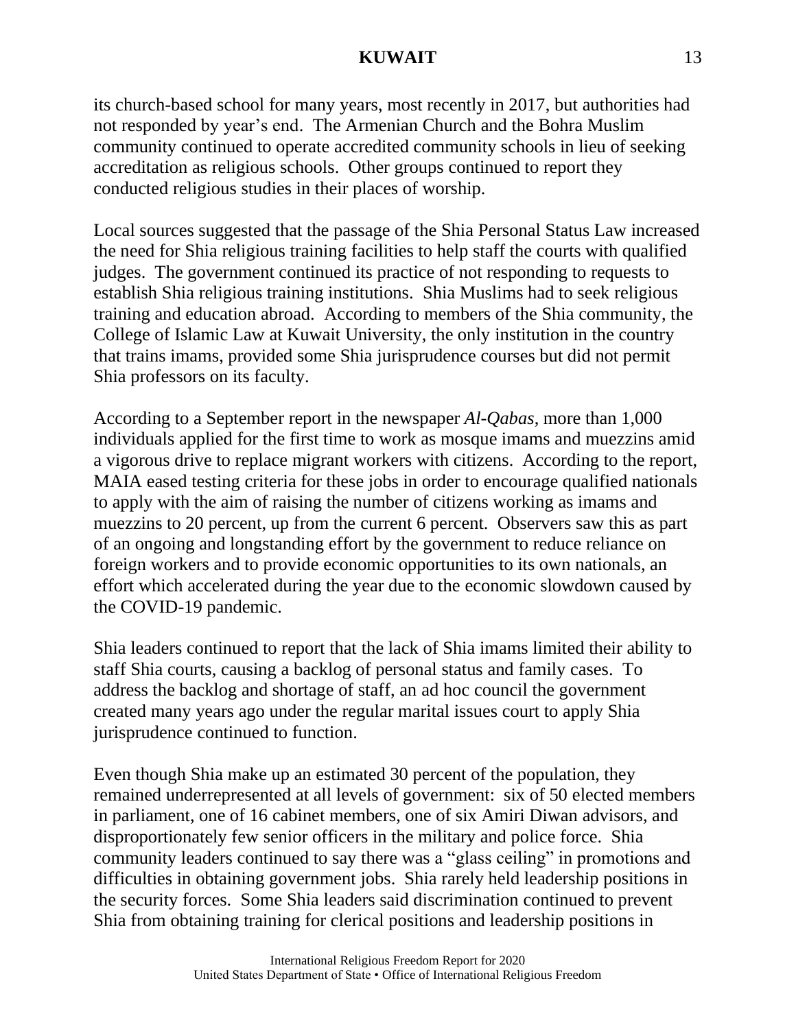its church-based school for many years, most recently in 2017, but authorities had not responded by year's end. The Armenian Church and the Bohra Muslim community continued to operate accredited community schools in lieu of seeking accreditation as religious schools. Other groups continued to report they conducted religious studies in their places of worship.

Local sources suggested that the passage of the Shia Personal Status Law increased the need for Shia religious training facilities to help staff the courts with qualified judges. The government continued its practice of not responding to requests to establish Shia religious training institutions. Shia Muslims had to seek religious training and education abroad. According to members of the Shia community, the College of Islamic Law at Kuwait University, the only institution in the country that trains imams, provided some Shia jurisprudence courses but did not permit Shia professors on its faculty.

According to a September report in the newspaper *Al-Qabas*, more than 1,000 individuals applied for the first time to work as mosque imams and muezzins amid a vigorous drive to replace migrant workers with citizens. According to the report, MAIA eased testing criteria for these jobs in order to encourage qualified nationals to apply with the aim of raising the number of citizens working as imams and muezzins to 20 percent, up from the current 6 percent. Observers saw this as part of an ongoing and longstanding effort by the government to reduce reliance on foreign workers and to provide economic opportunities to its own nationals, an effort which accelerated during the year due to the economic slowdown caused by the COVID-19 pandemic.

Shia leaders continued to report that the lack of Shia imams limited their ability to staff Shia courts, causing a backlog of personal status and family cases. To address the backlog and shortage of staff, an ad hoc council the government created many years ago under the regular marital issues court to apply Shia jurisprudence continued to function.

Even though Shia make up an estimated 30 percent of the population, they remained underrepresented at all levels of government: six of 50 elected members in parliament, one of 16 cabinet members, one of six Amiri Diwan advisors, and disproportionately few senior officers in the military and police force. Shia community leaders continued to say there was a "glass ceiling" in promotions and difficulties in obtaining government jobs. Shia rarely held leadership positions in the security forces. Some Shia leaders said discrimination continued to prevent Shia from obtaining training for clerical positions and leadership positions in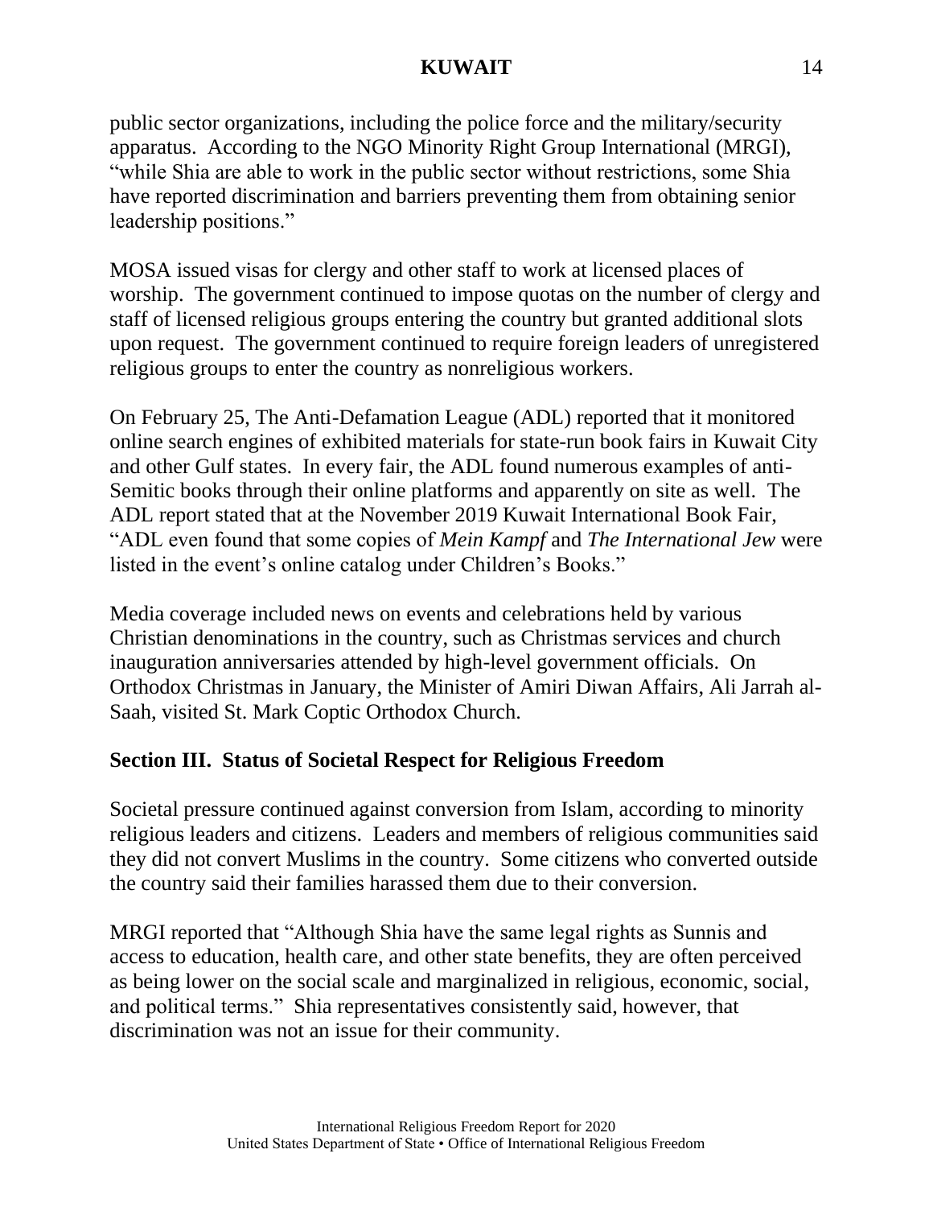public sector organizations, including the police force and the military/security apparatus. According to the NGO Minority Right Group International (MRGI), "while Shia are able to work in the public sector without restrictions, some Shia have reported discrimination and barriers preventing them from obtaining senior leadership positions."

MOSA issued visas for clergy and other staff to work at licensed places of worship. The government continued to impose quotas on the number of clergy and staff of licensed religious groups entering the country but granted additional slots upon request. The government continued to require foreign leaders of unregistered religious groups to enter the country as nonreligious workers.

On February 25, The Anti-Defamation League (ADL) reported that it monitored online search engines of exhibited materials for state-run book fairs in Kuwait City and other Gulf states. In every fair, the ADL found numerous examples of anti-Semitic books through their online platforms and apparently on site as well. The ADL report stated that at the November 2019 Kuwait International Book Fair, "ADL even found that some copies of *Mein Kampf* and *The International Jew* were listed in the event's online catalog under Children's Books."

Media coverage included news on events and celebrations held by various Christian denominations in the country, such as Christmas services and church inauguration anniversaries attended by high-level government officials. On Orthodox Christmas in January, the Minister of Amiri Diwan Affairs, Ali Jarrah al-Saah, visited St. Mark Coptic Orthodox Church.

## Section III. Status of Societal Respect for Religious Freedom

Societal pressure continued against conversion from Islam, according to minority religious leaders and citizens. Leaders and members of religious communities said they did not convert Muslims in the country. Some citizens who converted outside the country said their families harassed them due to their conversion.

MRGI reported that "Although Shia have the same legal rights as Sunnis and access to education, health care, and other state benefits, they are often perceived as being lower on the social scale and marginalized in religious, economic, social, and political terms." Shia representatives consistently said, however, that discrimination was not an issue for their community.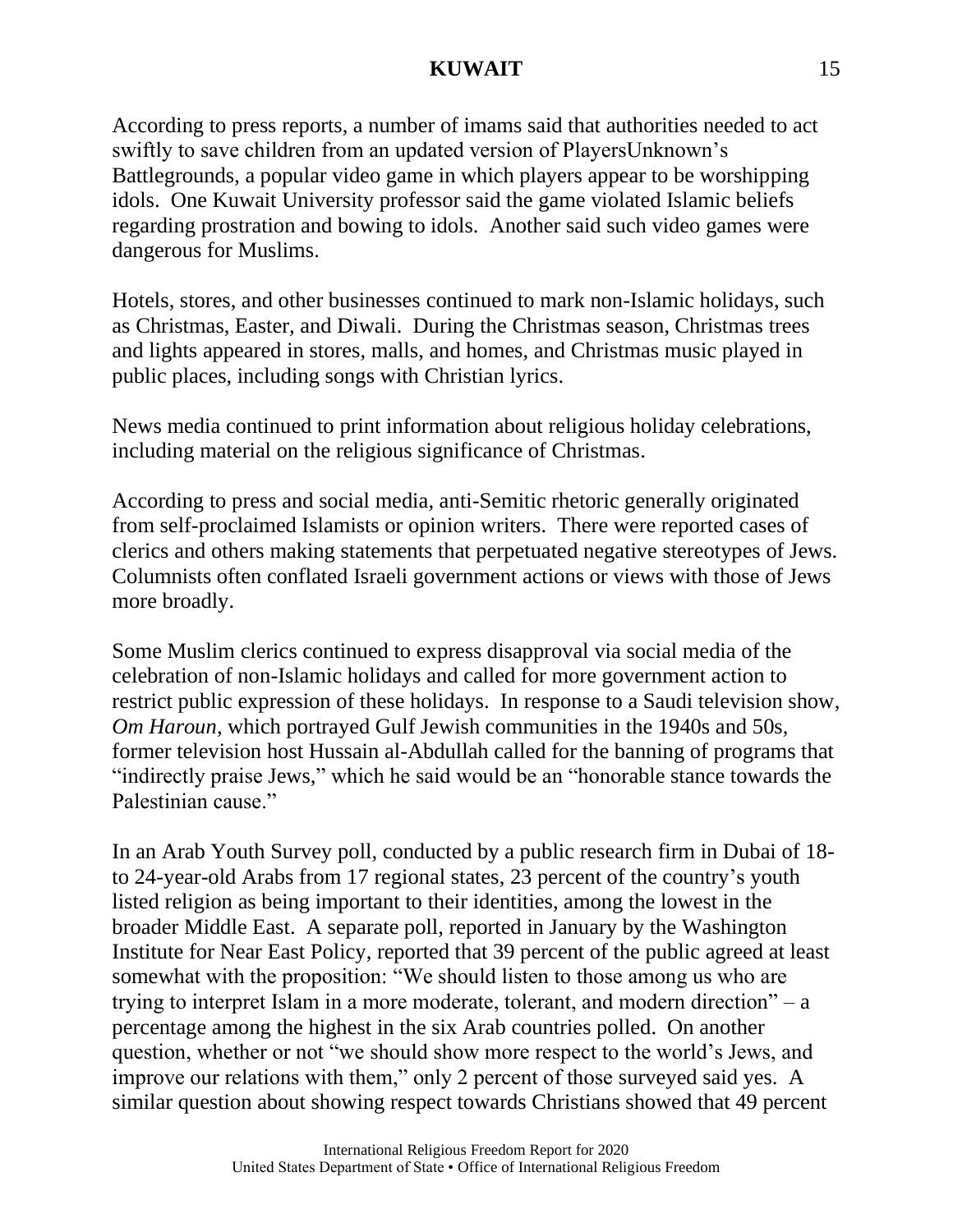According to press reports, a number of imams said that authorities needed to act swiftly to save children from an updated version of PlayersUnknown's Battlegrounds, a popular video game in which players appear to be worshipping idols. One Kuwait University professor said the game violated Islamic beliefs regarding prostration and bowing to idols. Another said such video games were dangerous for Muslims.

Hotels, stores, and other businesses continued to mark non-Islamic holidays, such as Christmas, Easter, and Diwali. During the Christmas season, Christmas trees and lights appeared in stores, malls, and homes, and Christmas music played in public places, including songs with Christian lyrics.

News media continued to print information about religious holiday celebrations, including material on the religious significance of Christmas.

According to press and social media, anti-Semitic rhetoric generally originated from self-proclaimed Islamists or opinion writers. There were reported cases of clerics and others making statements that perpetuated negative stereotypes of Jews. Columnists often conflated Israeli government actions or views with those of Jews more broadly.

Some Muslim clerics continued to express disapproval via social media of the celebration of non-Islamic holidays and called for more government action to restrict public expression of these holidays. In response to a Saudi television show, *Om Haroun*, which portrayed Gulf Jewish communities in the 1940s and 50s, former television host Hussain al-Abdullah called for the banning of programs that "indirectly praise Jews," which he said would be an "honorable stance towards the Palestinian cause."

In an Arab Youth Survey poll, conducted by a public research firm in Dubai of 18- to 24-year-old Arabs from 17 regional states, 23 percent of the country's youth listed religion as being important to their identities, among the lowest in the broader Middle East. A separate poll, reported in January by the Washington Institute for Near East Policy, reported that 39 percent of the public agreed at least somewhat with the proposition: "We should listen to those among us who are trying to interpret Islam in a more moderate, tolerant, and modern direction" – a percentage among the highest in the six Arab countries polled. On another question, whether or not "we should show more respect to the world's Jews, and improve our relations with them," only 2 percent of those surveyed said yes. A similar question about showing respect towards Christians showed that 49 percent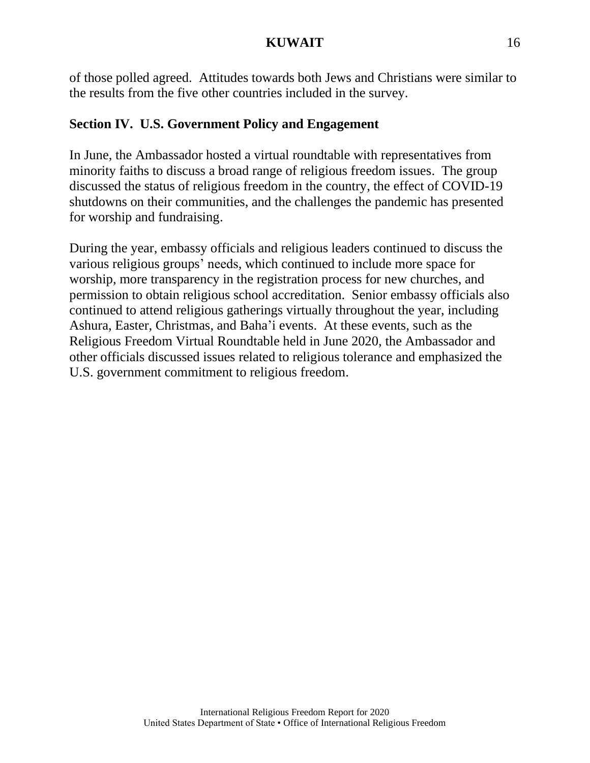of those polled agreed. Attitudes towards both Jews and Christians were similar to the results from the five other countries included in the survey.

## Section IV. U.S. Government Policy and Engagement

In June, the Ambassador hosted a virtual roundtable with representatives from minority faiths to discuss a broad range of religious freedom issues. The group discussed the status of religious freedom in the country, the effect of COVID-19 shutdowns on their communities, and the challenges the pandemic has presented for worship and fundraising.

During the year, embassy officials and religious leaders continued to discuss the various religious groups' needs, which continued to include more space for worship, more transparency in the registration process for new churches, and permission to obtain religious school accreditation. Senior embassy officials also continued to attend religious gatherings virtually throughout the year, including Ashura, Easter, Christmas, and Baha'i events. At these events, such as the Religious Freedom Virtual Roundtable held in June 2020, the Ambassador and other officials discussed issues related to religious tolerance and emphasized the U.S. government commitment to religious freedom.